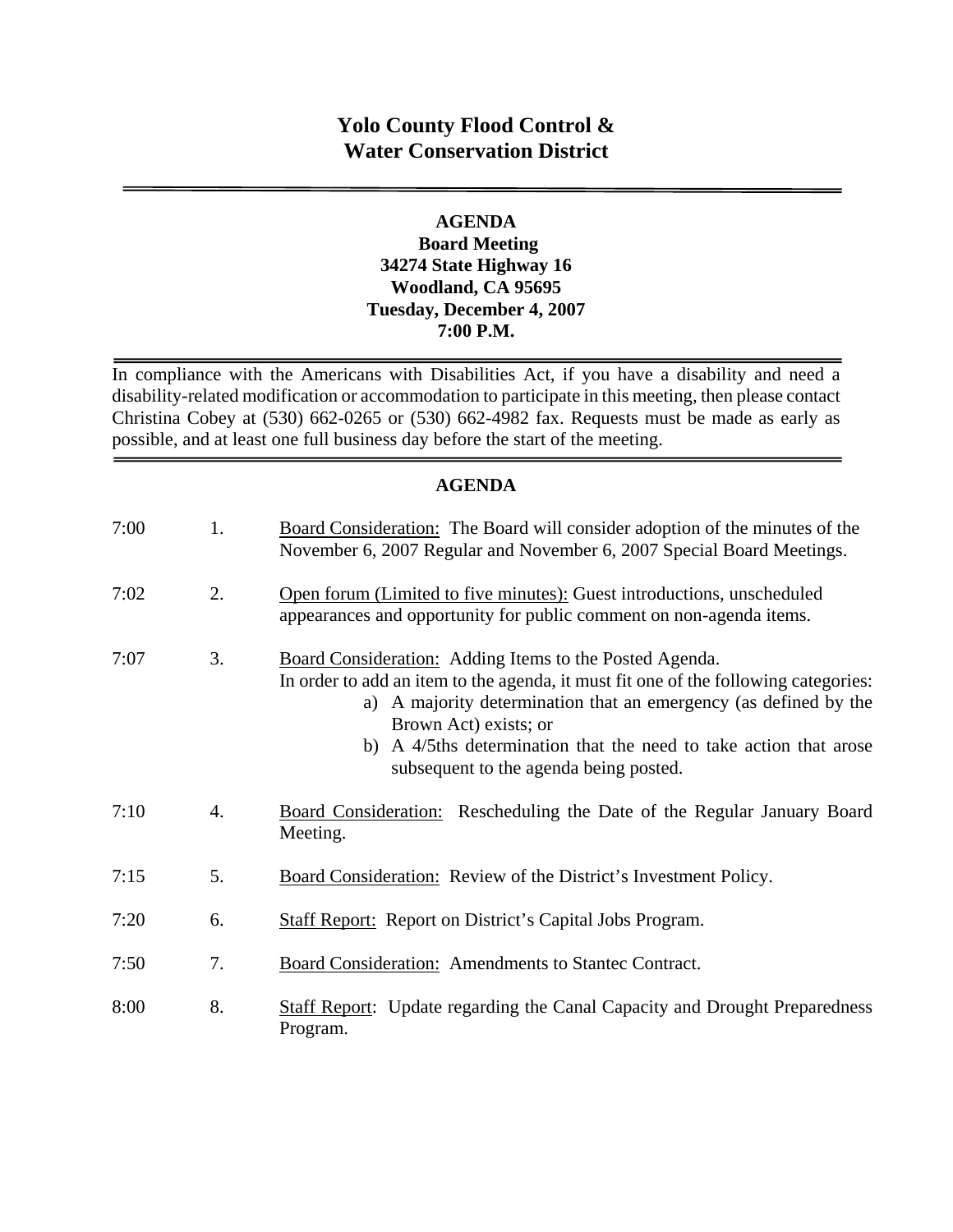# Yolo County Flood Control & Water Conservation District

---

**AGENDA**
**Board Meeting**
**34274 State Highway 16**
**Woodland, CA 95695**
**Tuesday, December 4, 2007**
**7:00 P.M.**

---

In compliance with the Americans with Disabilities Act, if you have a disability and need a disability-related modification or accommodation to participate in this meeting, then please contact Christina Cobey at (530) 662-0265 or (530) 662-4982 fax. Requests must be made as early as possible, and at least one full business day before the start of the meeting.

---

**AGENDA**

| | | |
|---|---|---|
| 7:00 | 1. | Board Consideration: The Board will consider adoption of the minutes of the November 6, 2007 Regular and November 6, 2007 Special Board Meetings. |
| 7:02 | 2. | Open forum (Limited to five minutes): Guest introductions, unscheduled appearances and opportunity for public comment on non-agenda items. |
| 7:07 | 3. | Board Consideration: Adding Items to the Posted Agenda. In order to add an item to the agenda, it must fit one of the following categories: a) A majority determination that an emergency (as defined by the Brown Act) exists; or b) A 4/5ths determination that the need to take action that arose subsequent to the agenda being posted. |
| 7:10 | 4. | Board Consideration: Rescheduling the Date of the Regular January Board Meeting. |
| 7:15 | 5. | Board Consideration: Review of the District's Investment Policy. |
| 7:20 | 6. | Staff Report: Report on District's Capital Jobs Program. |
| 7:50 | 7. | Board Consideration: Amendments to Stantec Contract. |
| 8:00 | 8. | Staff Report: Update regarding the Canal Capacity and Drought Preparedness Program. |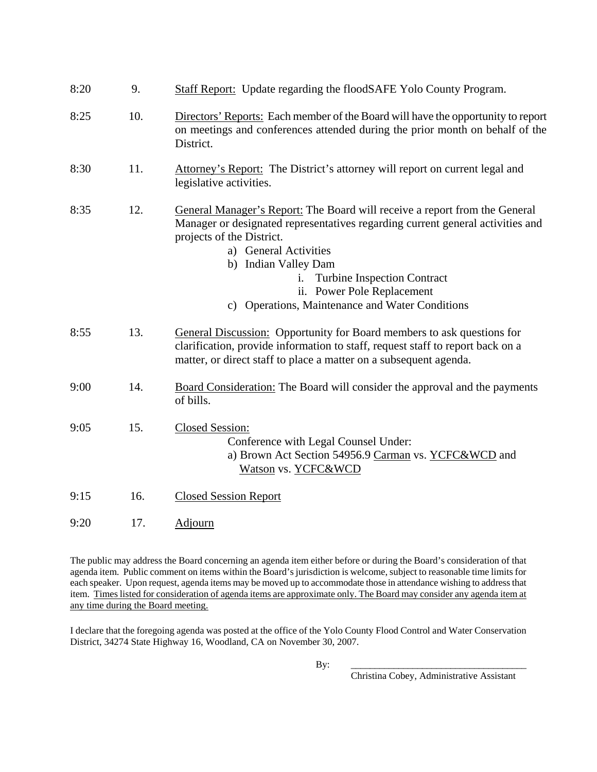8:20 9. <u>Staff Report:</u> Update regarding the floodSAFE Yolo County Program.

8:25 10. <u>Directors' Reports:</u> Each member of the Board will have the opportunity to report on meetings and conferences attended during the prior month on behalf of the District.

8:30 11. <u>Attorney's Report:</u> The District's attorney will report on current legal and legislative activities.

8:35 12. <u>General Manager's Report:</u> The Board will receive a report from the General Manager or designated representatives regarding current general activities and projects of the District.

- a) General Activities
- b) Indian Valley Dam
  - i. Turbine Inspection Contract
  - ii. Power Pole Replacement
- c) Operations, Maintenance and Water Conditions

8:55 13. <u>General Discussion:</u> Opportunity for Board members to ask questions for clarification, provide information to staff, request staff to report back on a matter, or direct staff to place a matter on a subsequent agenda.

9:00 14. <u>Board Consideration:</u> The Board will consider the approval and the payments of bills.

9:05 15. <u>Closed Session:</u>

Conference with Legal Counsel Under:

a) Brown Act Section 54956.9 <u>Carman</u> vs. <u>YCFC&WCD</u> and <u>Watson</u> vs. <u>YCFC&WCD</u>

9:15 16. <u>Closed Session Report</u>

9:20 17. <u>Adjourn</u>

The public may address the Board concerning an agenda item either before or during the Board's consideration of that agenda item. Public comment on items within the Board's jurisdiction is welcome, subject to reasonable time limits for each speaker. Upon request, agenda items may be moved up to accommodate those in attendance wishing to address that item. <u>Times listed for consideration of agenda items are approximate only. The Board may consider any agenda item at any time during the Board meeting.</u>

I declare that the foregoing agenda was posted at the office of the Yolo County Flood Control and Water Conservation District, 34274 State Highway 16, Woodland, CA on November 30, 2007.

By: ___________________________________

Christina Cobey, Administrative Assistant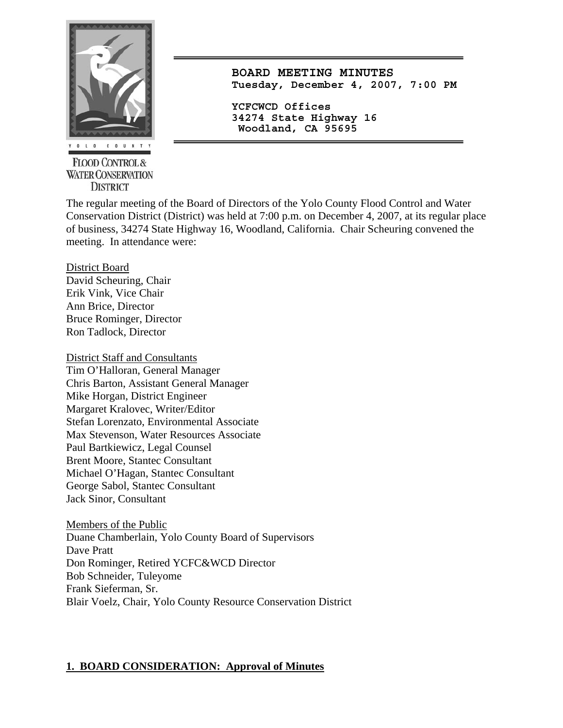**BOARD MEETING MINUTES**
**Tuesday, December 4, 2007, 7:00 PM**

**YCFCWCD Offices**
**34274 State Highway 16**
**Woodland, CA 95695**

YOLO COUNTY
FLOOD CONTROL & WATER CONSERVATION DISTRICT

The regular meeting of the Board of Directors of the Yolo County Flood Control and Water Conservation District (District) was held at 7:00 p.m. on December 4, 2007, at its regular place of business, 34274 State Highway 16, Woodland, California. Chair Scheuring convened the meeting. In attendance were:

District Board
David Scheuring, Chair
Erik Vink, Vice Chair
Ann Brice, Director
Bruce Rominger, Director
Ron Tadlock, Director

District Staff and Consultants
Tim O'Halloran, General Manager
Chris Barton, Assistant General Manager
Mike Horgan, District Engineer
Margaret Kralovec, Writer/Editor
Stefan Lorenzato, Environmental Associate
Max Stevenson, Water Resources Associate
Paul Bartkiewicz, Legal Counsel
Brent Moore, Stantec Consultant
Michael O'Hagan, Stantec Consultant
George Sabol, Stantec Consultant
Jack Sinor, Consultant

Members of the Public
Duane Chamberlain, Yolo County Board of Supervisors
Dave Pratt
Don Rominger, Retired YCFC&WCD Director
Bob Schneider, Tuleyome
Frank Sieferman, Sr.
Blair Voelz, Chair, Yolo County Resource Conservation District

## 1. BOARD CONSIDERATION: Approval of Minutes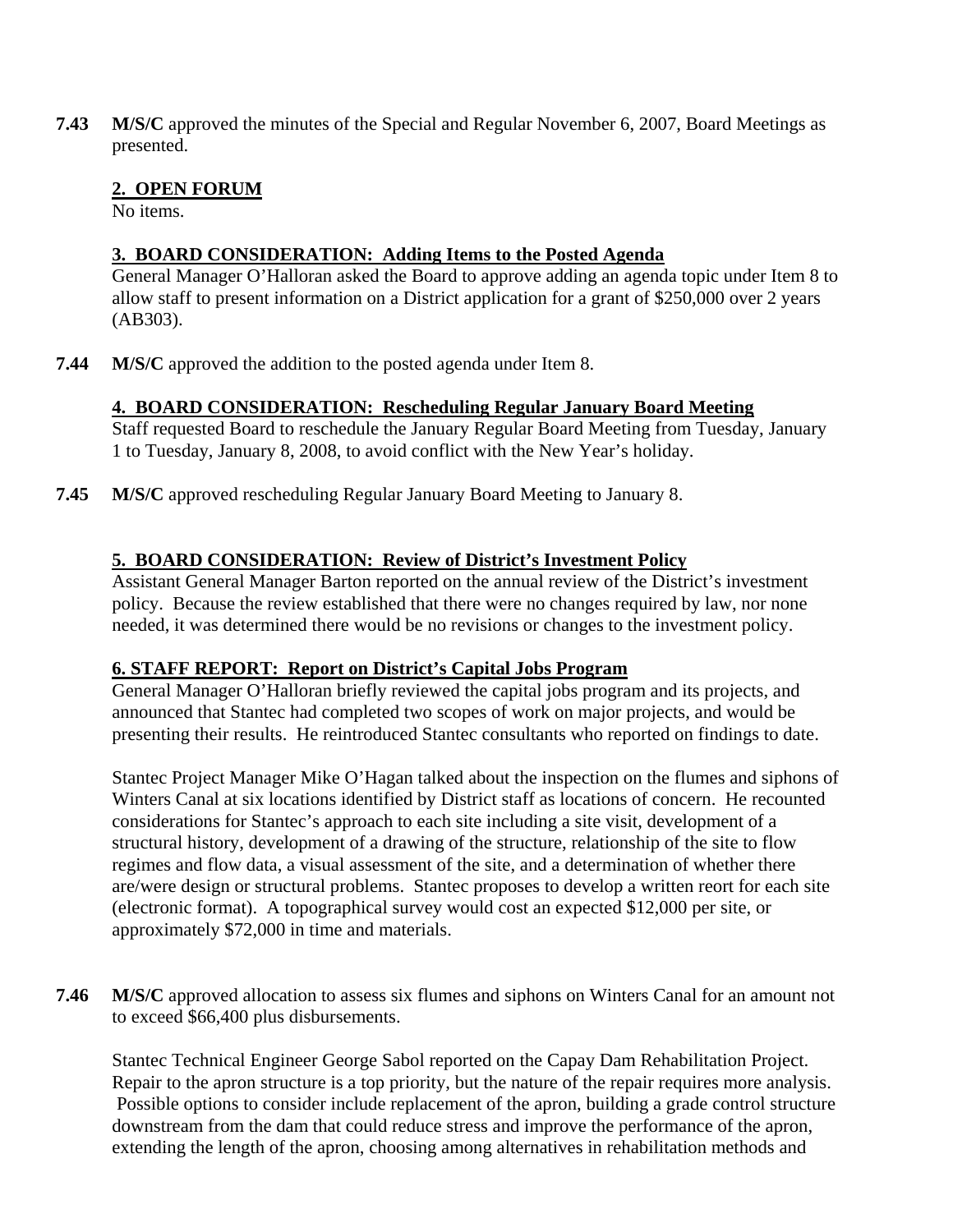**7.43** **M/S/C** approved the minutes of the Special and Regular November 6, 2007, Board Meetings as presented.

## 2. OPEN FORUM

No items.

## 3. BOARD CONSIDERATION: Adding Items to the Posted Agenda

General Manager O'Halloran asked the Board to approve adding an agenda topic under Item 8 to allow staff to present information on a District application for a grant of $250,000 over 2 years (AB303).

**7.44** **M/S/C** approved the addition to the posted agenda under Item 8.

## 4. BOARD CONSIDERATION: Rescheduling Regular January Board Meeting

Staff requested Board to reschedule the January Regular Board Meeting from Tuesday, January 1 to Tuesday, January 8, 2008, to avoid conflict with the New Year's holiday.

**7.45** **M/S/C** approved rescheduling Regular January Board Meeting to January 8.

## 5. BOARD CONSIDERATION: Review of District's Investment Policy

Assistant General Manager Barton reported on the annual review of the District's investment policy. Because the review established that there were no changes required by law, nor none needed, it was determined there would be no revisions or changes to the investment policy.

## 6. STAFF REPORT: Report on District's Capital Jobs Program

General Manager O'Halloran briefly reviewed the capital jobs program and its projects, and announced that Stantec had completed two scopes of work on major projects, and would be presenting their results. He reintroduced Stantec consultants who reported on findings to date.

Stantec Project Manager Mike O'Hagan talked about the inspection on the flumes and siphons of Winters Canal at six locations identified by District staff as locations of concern. He recounted considerations for Stantec's approach to each site including a site visit, development of a structural history, development of a drawing of the structure, relationship of the site to flow regimes and flow data, a visual assessment of the site, and a determination of whether there are/were design or structural problems. Stantec proposes to develop a written reort for each site (electronic format). A topographical survey would cost an expected $12,000 per site, or approximately $72,000 in time and materials.

**7.46** **M/S/C** approved allocation to assess six flumes and siphons on Winters Canal for an amount not to exceed $66,400 plus disbursements.

Stantec Technical Engineer George Sabol reported on the Capay Dam Rehabilitation Project. Repair to the apron structure is a top priority, but the nature of the repair requires more analysis. Possible options to consider include replacement of the apron, building a grade control structure downstream from the dam that could reduce stress and improve the performance of the apron, extending the length of the apron, choosing among alternatives in rehabilitation methods and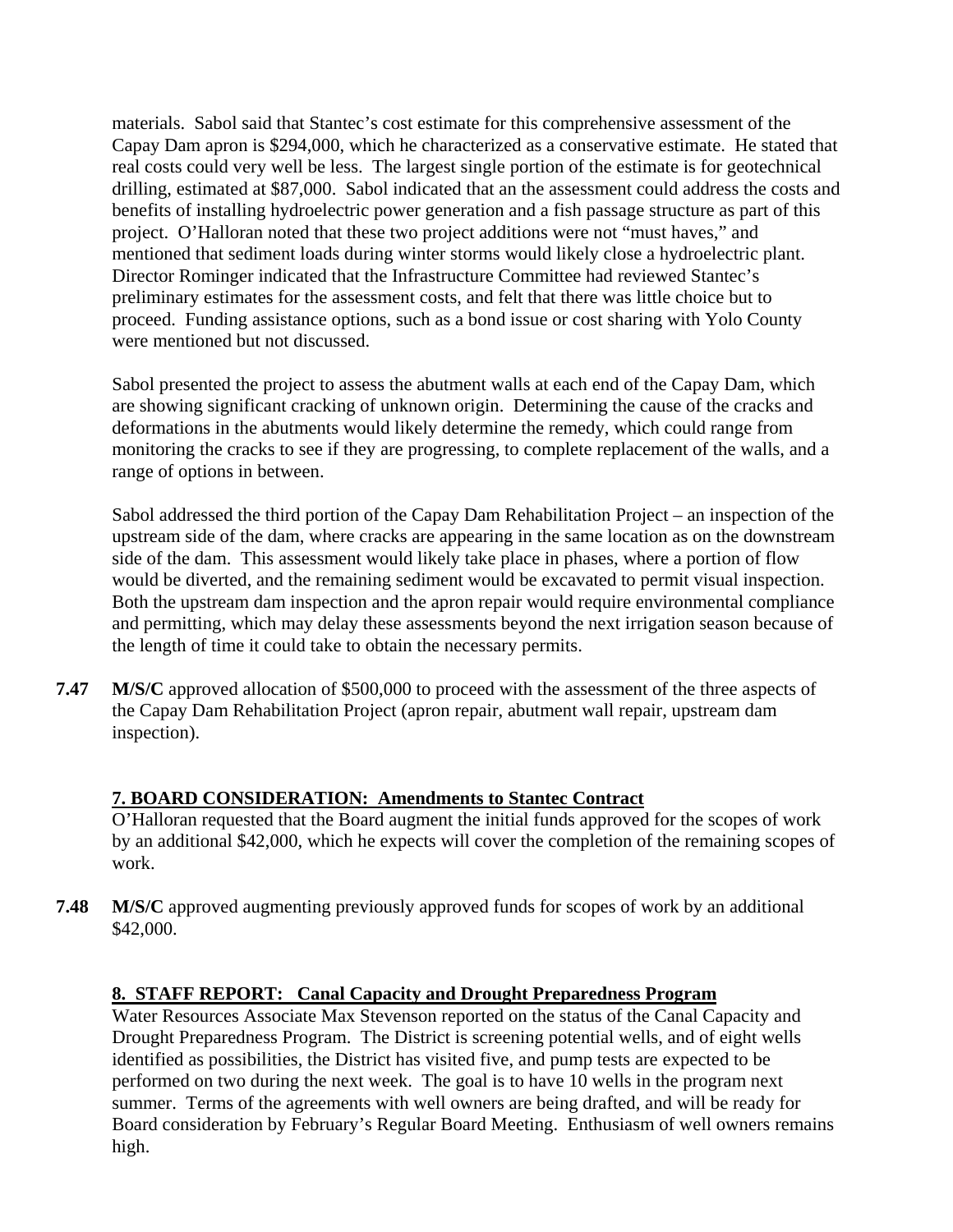materials. Sabol said that Stantec's cost estimate for this comprehensive assessment of the Capay Dam apron is $294,000, which he characterized as a conservative estimate. He stated that real costs could very well be less. The largest single portion of the estimate is for geotechnical drilling, estimated at $87,000. Sabol indicated that an the assessment could address the costs and benefits of installing hydroelectric power generation and a fish passage structure as part of this project. O'Halloran noted that these two project additions were not "must haves," and mentioned that sediment loads during winter storms would likely close a hydroelectric plant. Director Rominger indicated that the Infrastructure Committee had reviewed Stantec's preliminary estimates for the assessment costs, and felt that there was little choice but to proceed. Funding assistance options, such as a bond issue or cost sharing with Yolo County were mentioned but not discussed.

Sabol presented the project to assess the abutment walls at each end of the Capay Dam, which are showing significant cracking of unknown origin. Determining the cause of the cracks and deformations in the abutments would likely determine the remedy, which could range from monitoring the cracks to see if they are progressing, to complete replacement of the walls, and a range of options in between.

Sabol addressed the third portion of the Capay Dam Rehabilitation Project – an inspection of the upstream side of the dam, where cracks are appearing in the same location as on the downstream side of the dam. This assessment would likely take place in phases, where a portion of flow would be diverted, and the remaining sediment would be excavated to permit visual inspection. Both the upstream dam inspection and the apron repair would require environmental compliance and permitting, which may delay these assessments beyond the next irrigation season because of the length of time it could take to obtain the necessary permits.

**7.47** **M/S/C** approved allocation of $500,000 to proceed with the assessment of the three aspects of the Capay Dam Rehabilitation Project (apron repair, abutment wall repair, upstream dam inspection).

## 7. BOARD CONSIDERATION: Amendments to Stantec Contract

O'Halloran requested that the Board augment the initial funds approved for the scopes of work by an additional $42,000, which he expects will cover the completion of the remaining scopes of work.

**7.48** **M/S/C** approved augmenting previously approved funds for scopes of work by an additional $42,000.

## 8. STAFF REPORT: Canal Capacity and Drought Preparedness Program

Water Resources Associate Max Stevenson reported on the status of the Canal Capacity and Drought Preparedness Program. The District is screening potential wells, and of eight wells identified as possibilities, the District has visited five, and pump tests are expected to be performed on two during the next week. The goal is to have 10 wells in the program next summer. Terms of the agreements with well owners are being drafted, and will be ready for Board consideration by February's Regular Board Meeting. Enthusiasm of well owners remains high.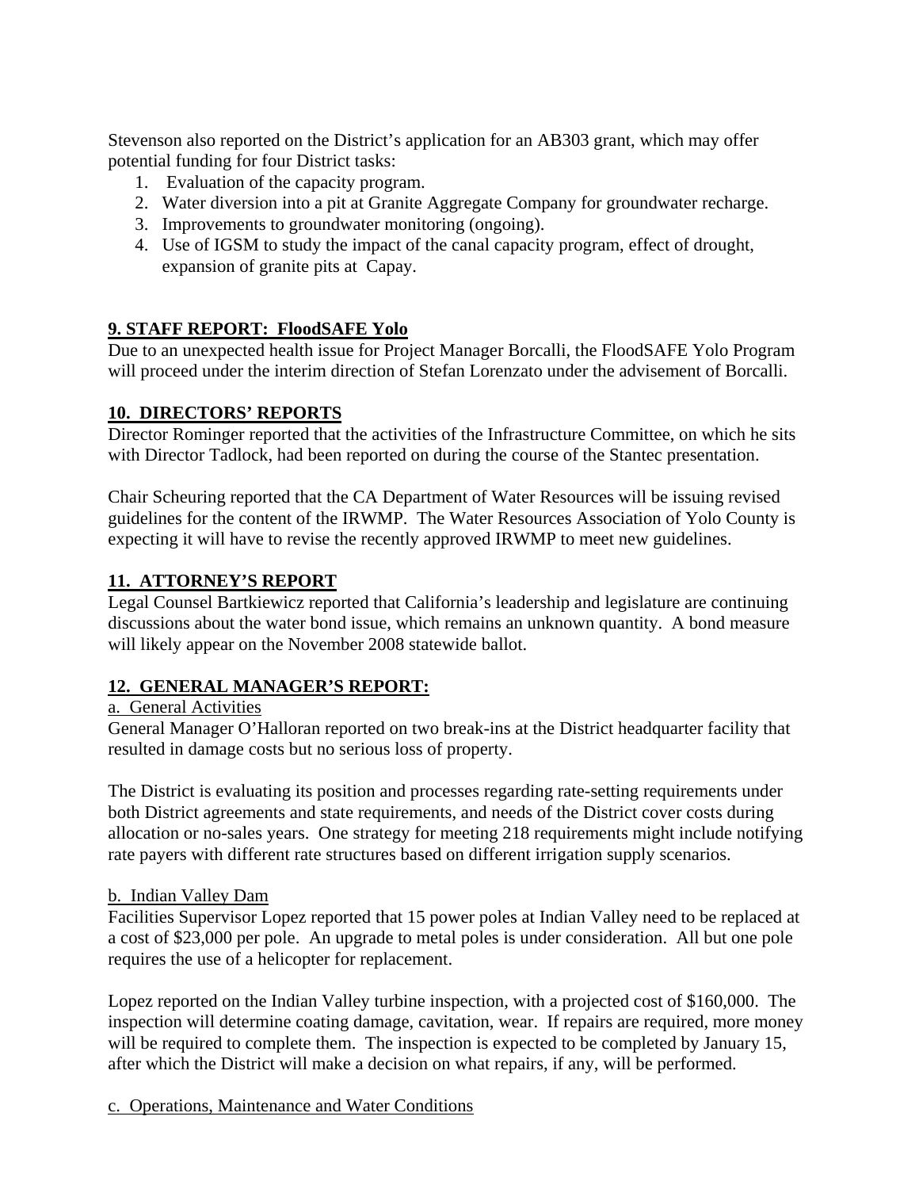Stevenson also reported on the District's application for an AB303 grant, which may offer potential funding for four District tasks:

1. Evaluation of the capacity program.
2. Water diversion into a pit at Granite Aggregate Company for groundwater recharge.
3. Improvements to groundwater monitoring (ongoing).
4. Use of IGSM to study the impact of the canal capacity program, effect of drought, expansion of granite pits at Capay.

**9. STAFF REPORT: FloodSAFE Yolo**

Due to an unexpected health issue for Project Manager Borcalli, the FloodSAFE Yolo Program will proceed under the interim direction of Stefan Lorenzato under the advisement of Borcalli.

**10. DIRECTORS' REPORTS**

Director Rominger reported that the activities of the Infrastructure Committee, on which he sits with Director Tadlock, had been reported on during the course of the Stantec presentation.

Chair Scheuring reported that the CA Department of Water Resources will be issuing revised guidelines for the content of the IRWMP. The Water Resources Association of Yolo County is expecting it will have to revise the recently approved IRWMP to meet new guidelines.

**11. ATTORNEY'S REPORT**

Legal Counsel Bartkiewicz reported that California's leadership and legislature are continuing discussions about the water bond issue, which remains an unknown quantity. A bond measure will likely appear on the November 2008 statewide ballot.

**12. GENERAL MANAGER'S REPORT:**

a. General Activities

General Manager O'Halloran reported on two break-ins at the District headquarter facility that resulted in damage costs but no serious loss of property.

The District is evaluating its position and processes regarding rate-setting requirements under both District agreements and state requirements, and needs of the District cover costs during allocation or no-sales years. One strategy for meeting 218 requirements might include notifying rate payers with different rate structures based on different irrigation supply scenarios.

b. Indian Valley Dam

Facilities Supervisor Lopez reported that 15 power poles at Indian Valley need to be replaced at a cost of $23,000 per pole. An upgrade to metal poles is under consideration. All but one pole requires the use of a helicopter for replacement.

Lopez reported on the Indian Valley turbine inspection, with a projected cost of $160,000. The inspection will determine coating damage, cavitation, wear. If repairs are required, more money will be required to complete them. The inspection is expected to be completed by January 15, after which the District will make a decision on what repairs, if any, will be performed.

c. Operations, Maintenance and Water Conditions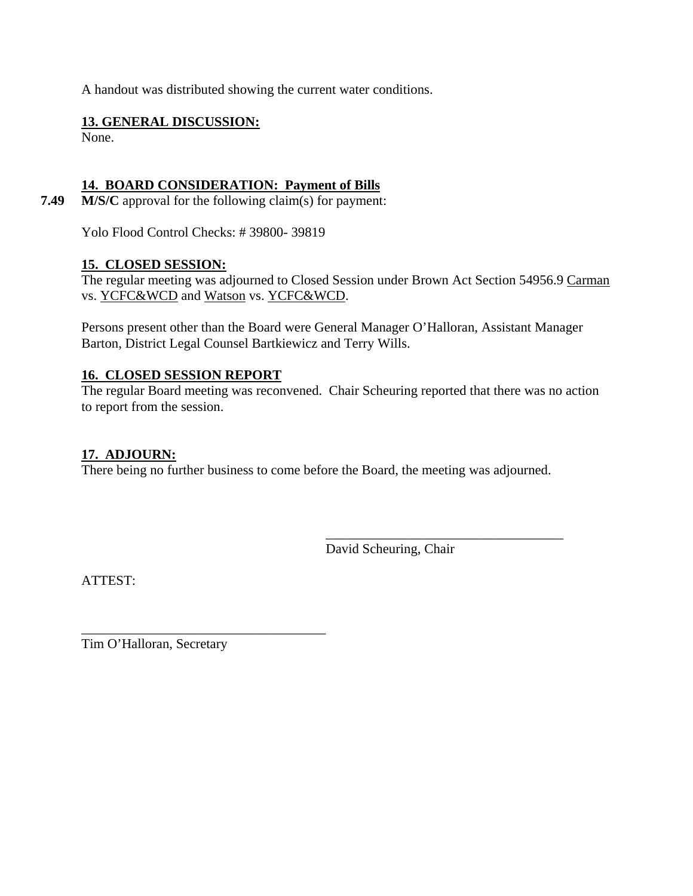A handout was distributed showing the current water conditions.

**13. GENERAL DISCUSSION:**
None.

**14. BOARD CONSIDERATION: Payment of Bills**

**7.49** **M/S/C** approval for the following claim(s) for payment:

Yolo Flood Control Checks: # 39800- 39819

**15. CLOSED SESSION:**
The regular meeting was adjourned to Closed Session under Brown Act Section 54956.9 Carman vs. YCFC&WCD and Watson vs. YCFC&WCD.

Persons present other than the Board were General Manager O'Halloran, Assistant Manager Barton, District Legal Counsel Bartkiewicz and Terry Wills.

**16. CLOSED SESSION REPORT**
The regular Board meeting was reconvened. Chair Scheuring reported that there was no action to report from the session.

**17. ADJOURN:**
There being no further business to come before the Board, the meeting was adjourned.

\_\_\_\_\_\_\_\_\_\_\_\_\_\_\_\_\_\_\_\_\_\_\_\_\_\_\_\_\_\_\_\_\_\_\_\_
David Scheuring, Chair

ATTEST:

\_\_\_\_\_\_\_\_\_\_\_\_\_\_\_\_\_\_\_\_\_\_\_\_\_\_\_\_\_\_\_\_\_\_\_\_
Tim O'Halloran, Secretary